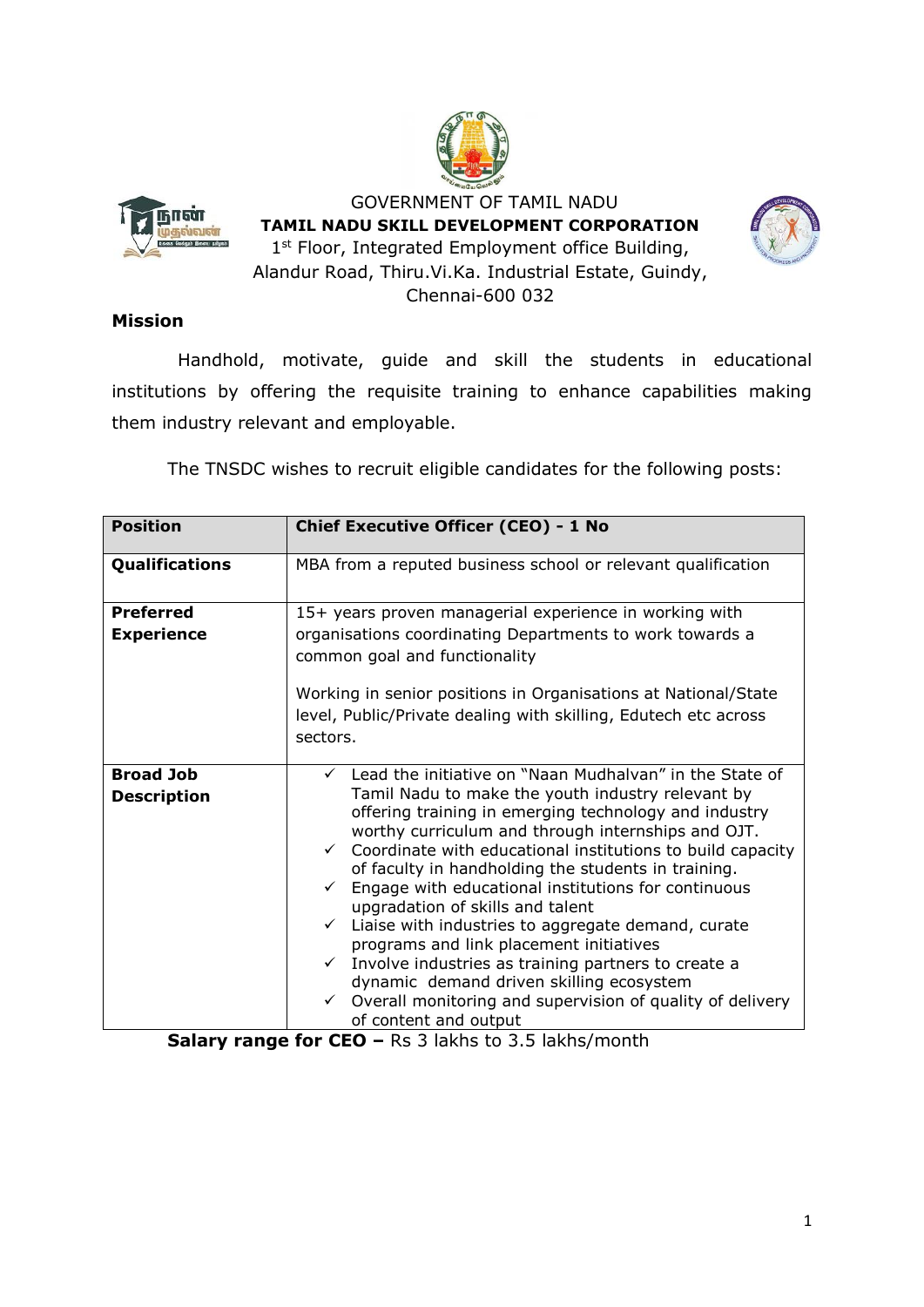GOVERNMENT OF TAMIL NADU

**TAMIL NADU SKILL DEVELOPMENT CORPORATION**

1st Floor, Integrated Employment office Building,
Alandur Road, Thiru.Vi.Ka. Industrial Estate, Guindy,
Chennai-600 032

**Mission**

Handhold, motivate, guide and skill the students in educational institutions by offering the requisite training to enhance capabilities making them industry relevant and employable.

The TNSDC wishes to recruit eligible candidates for the following posts:

| **Position** | **Chief Executive Officer (CEO) - 1 No** |
|---|---|
| **Qualifications** | MBA from a reputed business school or relevant qualification |
| **Preferred Experience** | 15+ years proven managerial experience in working with organisations coordinating Departments to work towards a common goal and functionality<br><br>Working in senior positions in Organisations at National/State level, Public/Private dealing with skilling, Edutech etc across sectors. |
| **Broad Job Description** | ✓ Lead the initiative on "Naan Mudhalvan" in the State of Tamil Nadu to make the youth industry relevant by offering training in emerging technology and industry worthy curriculum and through internships and OJT.<br>✓ Coordinate with educational institutions to build capacity of faculty in handholding the students in training.<br>✓ Engage with educational institutions for continuous upgradation of skills and talent<br>✓ Liaise with industries to aggregate demand, curate programs and link placement initiatives<br>✓ Involve industries as training partners to create a dynamic demand driven skilling ecosystem<br>✓ Overall monitoring and supervision of quality of delivery of content and output |

**Salary range for CEO –** Rs 3 lakhs to 3.5 lakhs/month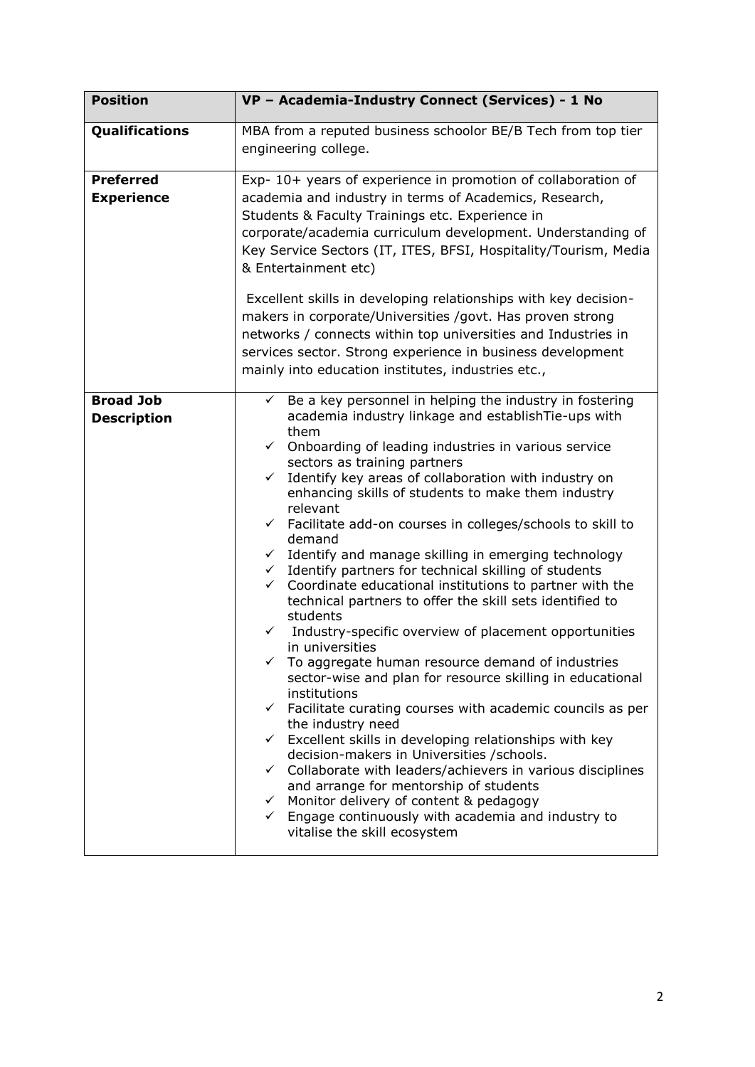| Position | VP – Academia-Industry Connect (Services) - 1 No |
|---|---|
| **Qualifications** | MBA from a reputed business schoolor BE/B Tech from top tier engineering college. |
| **Preferred Experience** | Exp- 10+ years of experience in promotion of collaboration of academia and industry in terms of Academics, Research, Students & Faculty Trainings etc. Experience in corporate/academia curriculum development. Understanding of Key Service Sectors (IT, ITES, BFSI, Hospitality/Tourism, Media & Entertainment etc)<br><br>Excellent skills in developing relationships with key decision-makers in corporate/Universities /govt. Has proven strong networks / connects within top universities and Industries in services sector. Strong experience in business development mainly into education institutes, industries etc., |
| **Broad Job Description** | ✓ Be a key personnel in helping the industry in fostering academia industry linkage and establishTie-ups with them<br>✓ Onboarding of leading industries in various service sectors as training partners<br>✓ Identify key areas of collaboration with industry on enhancing skills of students to make them industry relevant<br>✓ Facilitate add-on courses in colleges/schools to skill to demand<br>✓ Identify and manage skilling in emerging technology<br>✓ Identify partners for technical skilling of students<br>✓ Coordinate educational institutions to partner with the technical partners to offer the skill sets identified to students<br>✓ Industry-specific overview of placement opportunities in universities<br>✓ To aggregate human resource demand of industries sector-wise and plan for resource skilling in educational institutions<br>✓ Facilitate curating courses with academic councils as per the industry need<br>✓ Excellent skills in developing relationships with key decision-makers in Universities /schools.<br>✓ Collaborate with leaders/achievers in various disciplines and arrange for mentorship of students<br>✓ Monitor delivery of content & pedagogy<br>✓ Engage continuously with academia and industry to vitalise the skill ecosystem |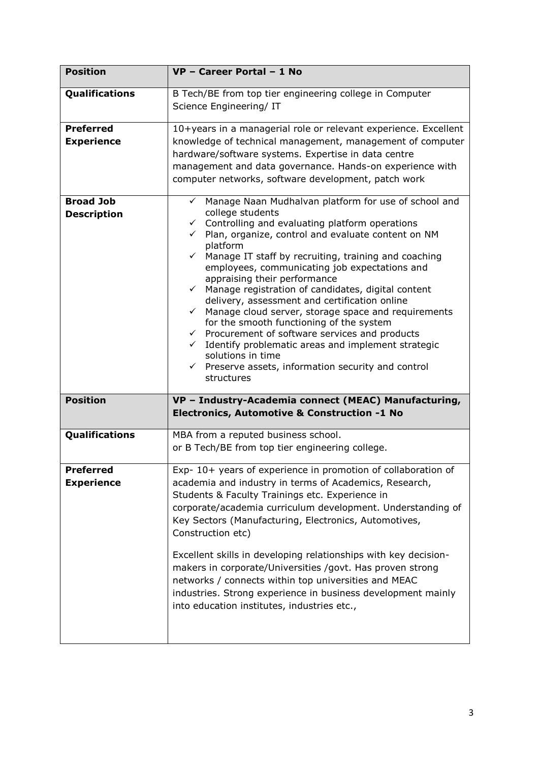| **Position** | **VP – Career Portal – 1 No** |
|---|---|
| **Qualifications** | B Tech/BE from top tier engineering college in Computer Science Engineering/ IT |
| **Preferred Experience** | 10+years in a managerial role or relevant experience. Excellent knowledge of technical management, management of computer hardware/software systems. Expertise in data centre management and data governance. Hands-on experience with computer networks, software development, patch work |
| **Broad Job Description** | ✓ Manage Naan Mudhalvan platform for use of school and college students<br>✓ Controlling and evaluating platform operations<br>✓ Plan, organize, control and evaluate content on NM platform<br>✓ Manage IT staff by recruiting, training and coaching employees, communicating job expectations and appraising their performance<br>✓ Manage registration of candidates, digital content delivery, assessment and certification online<br>✓ Manage cloud server, storage space and requirements for the smooth functioning of the system<br>✓ Procurement of software services and products<br>✓ Identify problematic areas and implement strategic solutions in time<br>✓ Preserve assets, information security and control structures |
| **Position** | **VP – Industry-Academia connect (MEAC) Manufacturing, Electronics, Automotive & Construction -1 No** |
| **Qualifications** | MBA from a reputed business school.<br>or B Tech/BE from top tier engineering college. |
| **Preferred Experience** | Exp- 10+ years of experience in promotion of collaboration of academia and industry in terms of Academics, Research, Students & Faculty Trainings etc. Experience in corporate/academia curriculum development. Understanding of Key Sectors (Manufacturing, Electronics, Automotives, Construction etc)<br><br>Excellent skills in developing relationships with key decision-makers in corporate/Universities /govt. Has proven strong networks / connects within top universities and MEAC industries. Strong experience in business development mainly into education institutes, industries etc., |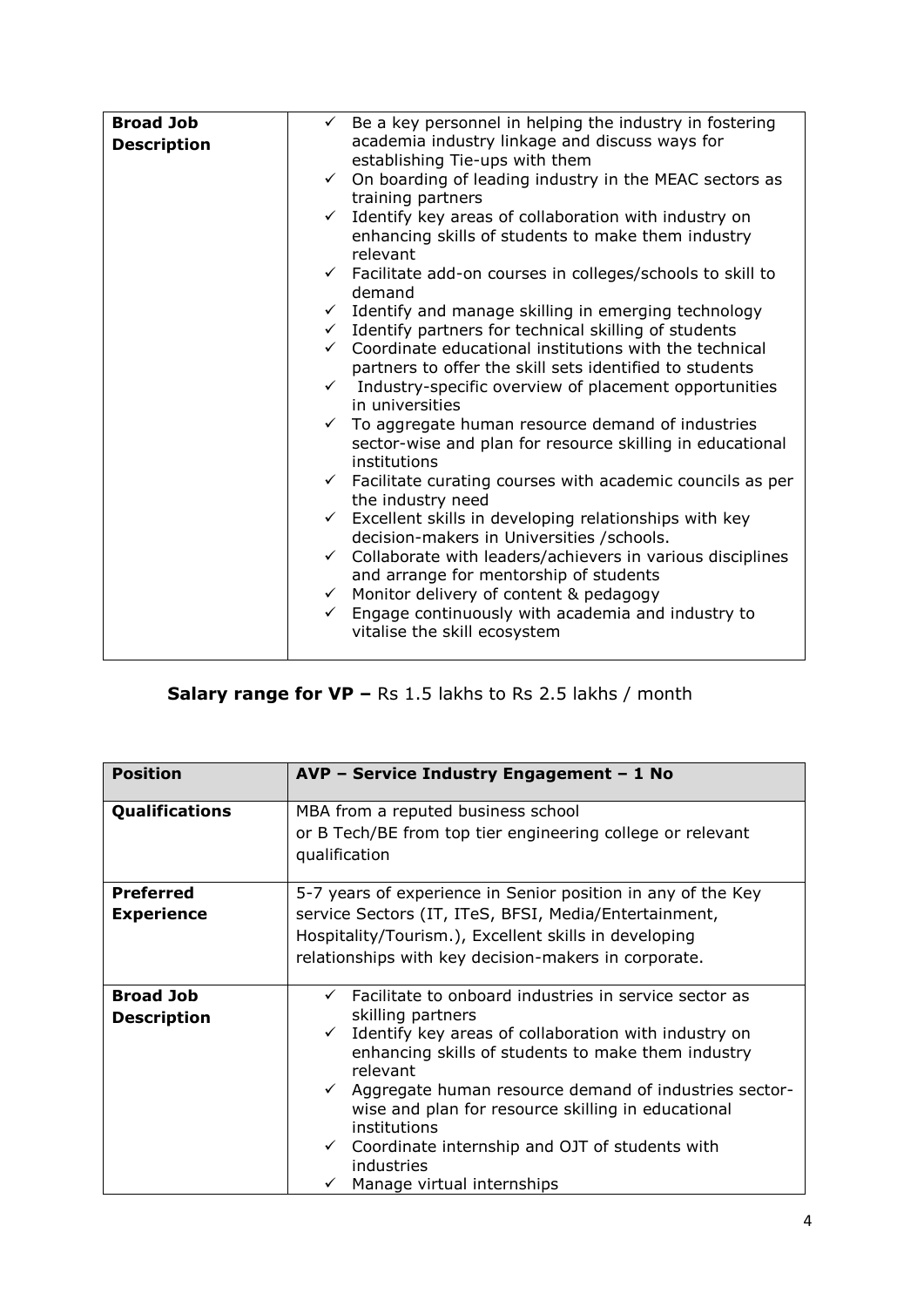| | |
|---|---|
| **Broad Job Description** | ✓ Be a key personnel in helping the industry in fostering academia industry linkage and discuss ways for establishing Tie-ups with them<br>✓ On boarding of leading industry in the MEAC sectors as training partners<br>✓ Identify key areas of collaboration with industry on enhancing skills of students to make them industry relevant<br>✓ Facilitate add-on courses in colleges/schools to skill to demand<br>✓ Identify and manage skilling in emerging technology<br>✓ Identify partners for technical skilling of students<br>✓ Coordinate educational institutions with the technical partners to offer the skill sets identified to students<br>✓ Industry-specific overview of placement opportunities in universities<br>✓ To aggregate human resource demand of industries sector-wise and plan for resource skilling in educational institutions<br>✓ Facilitate curating courses with academic councils as per the industry need<br>✓ Excellent skills in developing relationships with key decision-makers in Universities /schools.<br>✓ Collaborate with leaders/achievers in various disciplines and arrange for mentorship of students<br>✓ Monitor delivery of content & pedagogy<br>✓ Engage continuously with academia and industry to vitalise the skill ecosystem |

**Salary range for VP –** Rs 1.5 lakhs to Rs 2.5 lakhs / month

| **Position** | **AVP – Service Industry Engagement – 1 No** |
|---|---|
| **Qualifications** | MBA from a reputed business school<br>or B Tech/BE from top tier engineering college or relevant qualification |
| **Preferred Experience** | 5-7 years of experience in Senior position in any of the Key service Sectors (IT, ITeS, BFSI, Media/Entertainment, Hospitality/Tourism.), Excellent skills in developing relationships with key decision-makers in corporate. |
| **Broad Job Description** | ✓ Facilitate to onboard industries in service sector as skilling partners<br>✓ Identify key areas of collaboration with industry on enhancing skills of students to make them industry relevant<br>✓ Aggregate human resource demand of industries sector-wise and plan for resource skilling in educational institutions<br>✓ Coordinate internship and OJT of students with industries<br>✓ Manage virtual internships |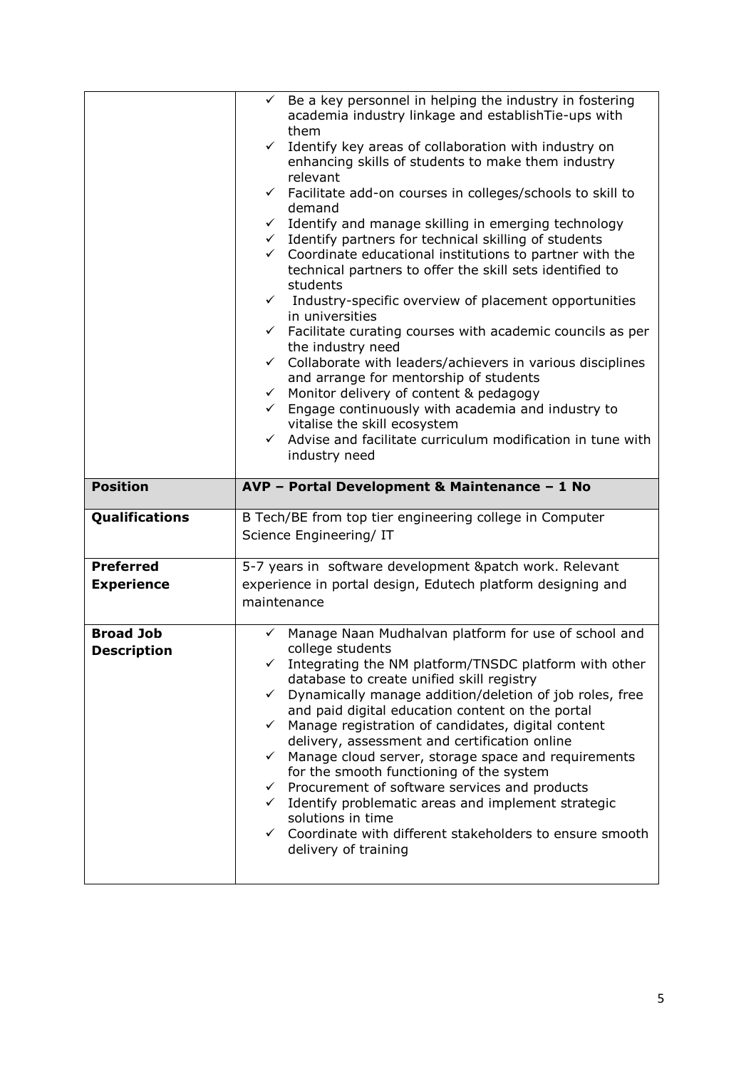| | |
|---|---|
| | ✓ Be a key personnel in helping the industry in fostering academia industry linkage and establishTie-ups with them<br>✓ Identify key areas of collaboration with industry on enhancing skills of students to make them industry relevant<br>✓ Facilitate add-on courses in colleges/schools to skill to demand<br>✓ Identify and manage skilling in emerging technology<br>✓ Identify partners for technical skilling of students<br>✓ Coordinate educational institutions to partner with the technical partners to offer the skill sets identified to students<br>✓ Industry-specific overview of placement opportunities in universities<br>✓ Facilitate curating courses with academic councils as per the industry need<br>✓ Collaborate with leaders/achievers in various disciplines and arrange for mentorship of students<br>✓ Monitor delivery of content & pedagogy<br>✓ Engage continuously with academia and industry to vitalise the skill ecosystem<br>✓ Advise and facilitate curriculum modification in tune with industry need |
| **Position** | **AVP – Portal Development & Maintenance – 1 No** |
| **Qualifications** | B Tech/BE from top tier engineering college in Computer Science Engineering/ IT |
| **Preferred Experience** | 5-7 years in software development &patch work. Relevant experience in portal design, Edutech platform designing and maintenance |
| **Broad Job Description** | ✓ Manage Naan Mudhalvan platform for use of school and college students<br>✓ Integrating the NM platform/TNSDC platform with other database to create unified skill registry<br>✓ Dynamically manage addition/deletion of job roles, free and paid digital education content on the portal<br>✓ Manage registration of candidates, digital content delivery, assessment and certification online<br>✓ Manage cloud server, storage space and requirements for the smooth functioning of the system<br>✓ Procurement of software services and products<br>✓ Identify problematic areas and implement strategic solutions in time<br>✓ Coordinate with different stakeholders to ensure smooth delivery of training |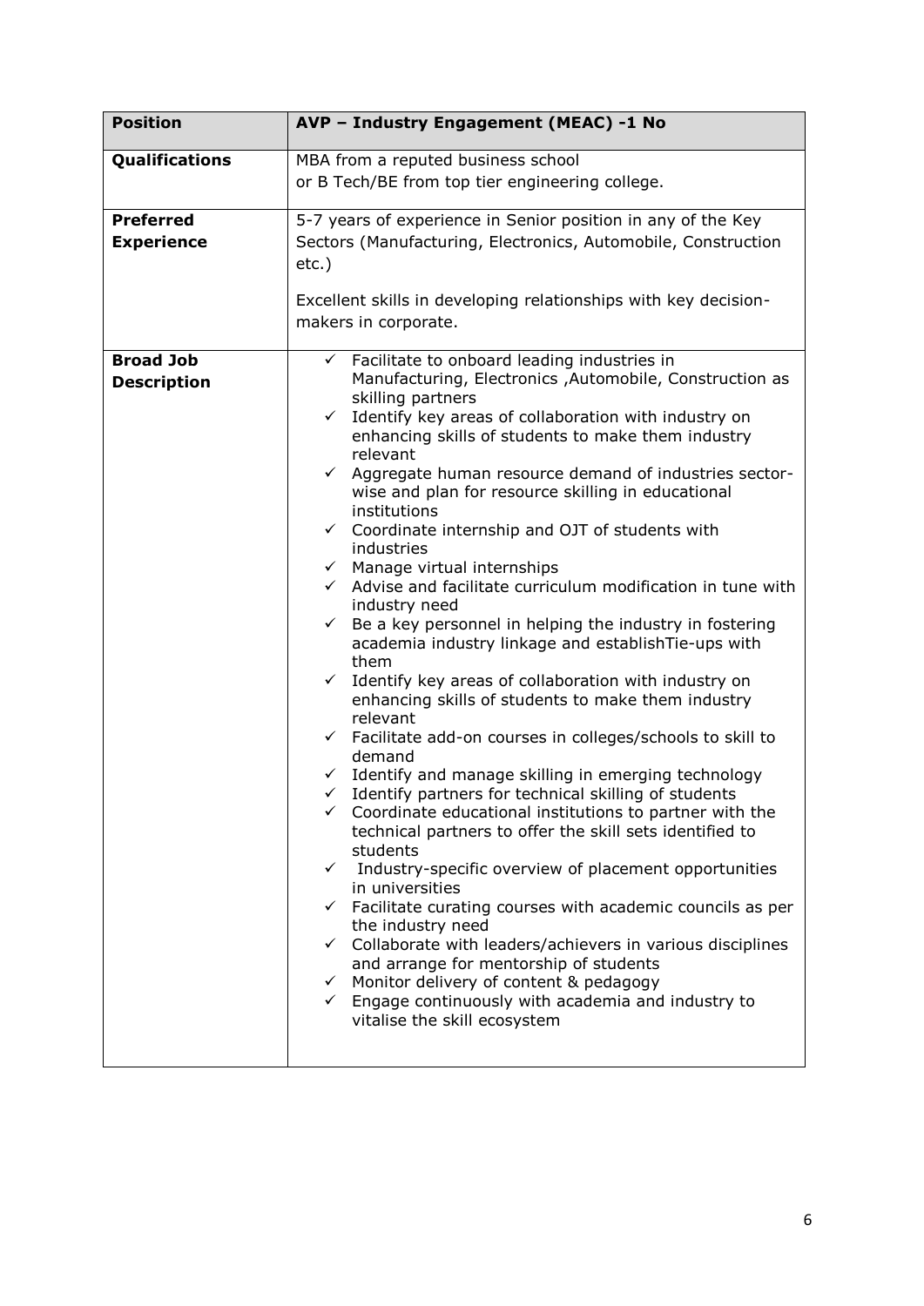| **Position** | **AVP – Industry Engagement (MEAC) -1 No** |
|---|---|
| **Qualifications** | MBA from a reputed business school<br>or B Tech/BE from top tier engineering college. |
| **Preferred Experience** | 5-7 years of experience in Senior position in any of the Key Sectors (Manufacturing, Electronics, Automobile, Construction etc.)<br><br>Excellent skills in developing relationships with key decision-makers in corporate. |
| **Broad Job Description** | ✓ Facilitate to onboard leading industries in Manufacturing, Electronics ,Automobile, Construction as skilling partners<br>✓ Identify key areas of collaboration with industry on enhancing skills of students to make them industry relevant<br>✓ Aggregate human resource demand of industries sector-wise and plan for resource skilling in educational institutions<br>✓ Coordinate internship and OJT of students with industries<br>✓ Manage virtual internships<br>✓ Advise and facilitate curriculum modification in tune with industry need<br>✓ Be a key personnel in helping the industry in fostering academia industry linkage and establishTie-ups with them<br>✓ Identify key areas of collaboration with industry on enhancing skills of students to make them industry relevant<br>✓ Facilitate add-on courses in colleges/schools to skill to demand<br>✓ Identify and manage skilling in emerging technology<br>✓ Identify partners for technical skilling of students<br>✓ Coordinate educational institutions to partner with the technical partners to offer the skill sets identified to students<br>✓ Industry-specific overview of placement opportunities in universities<br>✓ Facilitate curating courses with academic councils as per the industry need<br>✓ Collaborate with leaders/achievers in various disciplines and arrange for mentorship of students<br>✓ Monitor delivery of content & pedagogy<br>✓ Engage continuously with academia and industry to vitalise the skill ecosystem |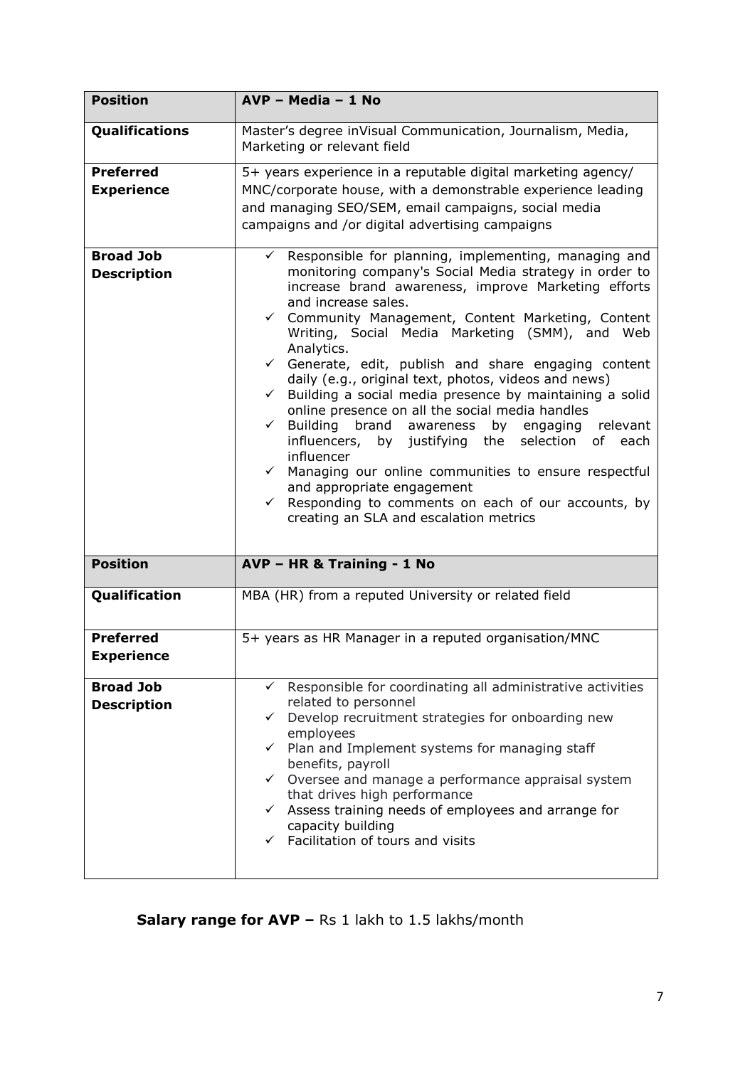| Position | AVP – Media – 1 No |
|---|---|
| **Qualifications** | Master's degree inVisual Communication, Journalism, Media, Marketing or relevant field |
| **Preferred Experience** | 5+ years experience in a reputable digital marketing agency/ MNC/corporate house, with a demonstrable experience leading and managing SEO/SEM, email campaigns, social media campaigns and /or digital advertising campaigns |
| **Broad Job Description** | ✓ Responsible for planning, implementing, managing and monitoring company's Social Media strategy in order to increase brand awareness, improve Marketing efforts and increase sales.<br>✓ Community Management, Content Marketing, Content Writing, Social Media Marketing (SMM), and Web Analytics.<br>✓ Generate, edit, publish and share engaging content daily (e.g., original text, photos, videos and news)<br>✓ Building a social media presence by maintaining a solid online presence on all the social media handles<br>✓ Building brand awareness by engaging relevant influencers, by justifying the selection of each influencer<br>✓ Managing our online communities to ensure respectful and appropriate engagement<br>✓ Responding to comments on each of our accounts, by creating an SLA and escalation metrics |
| **Position** | **AVP – HR & Training - 1 No** |
| **Qualification** | MBA (HR) from a reputed University or related field |
| **Preferred Experience** | 5+ years as HR Manager in a reputed organisation/MNC |
| **Broad Job Description** | ✓ Responsible for coordinating all administrative activities related to personnel<br>✓ Develop recruitment strategies for onboarding new employees<br>✓ Plan and Implement systems for managing staff benefits, payroll<br>✓ Oversee and manage a performance appraisal system that drives high performance<br>✓ Assess training needs of employees and arrange for capacity building<br>✓ Facilitation of tours and visits |

**Salary range for AVP –** Rs 1 lakh to 1.5 lakhs/month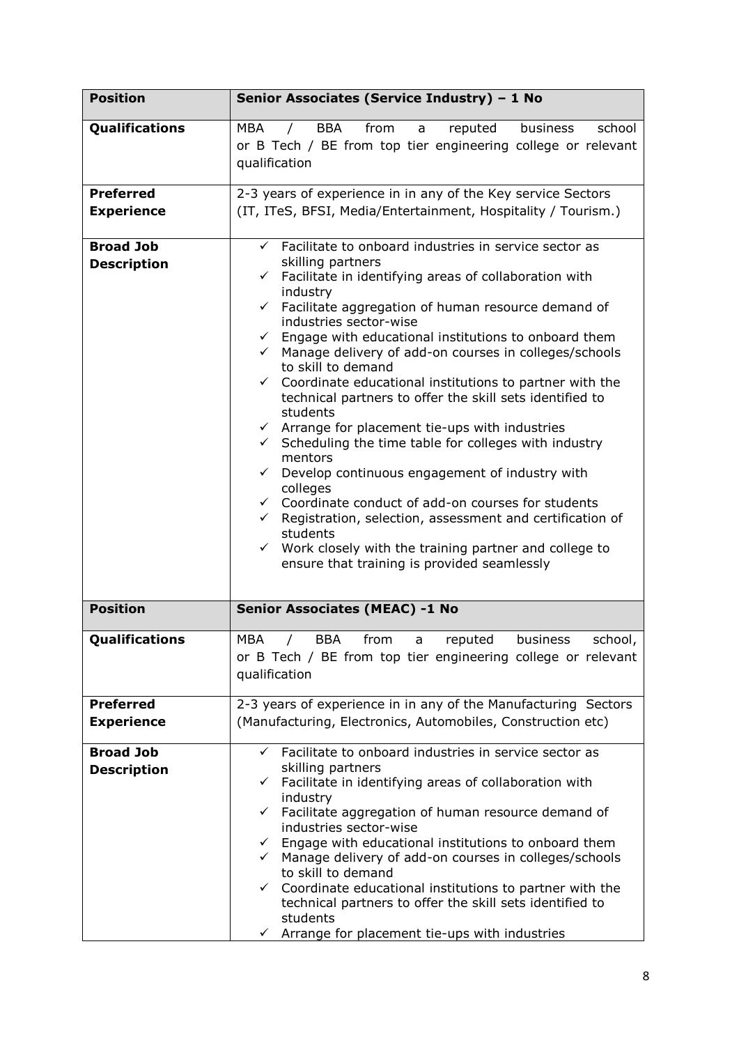| Position | Senior Associates (Service Industry) – 1 No |
|---|---|
| **Qualifications** | MBA / BBA from a reputed business school or B Tech / BE from top tier engineering college or relevant qualification |
| **Preferred Experience** | 2-3 years of experience in in any of the Key service Sectors (IT, ITeS, BFSI, Media/Entertainment, Hospitality / Tourism.) |
| **Broad Job Description** | ✓ Facilitate to onboard industries in service sector as skilling partners<br>✓ Facilitate in identifying areas of collaboration with industry<br>✓ Facilitate aggregation of human resource demand of industries sector-wise<br>✓ Engage with educational institutions to onboard them<br>✓ Manage delivery of add-on courses in colleges/schools to skill to demand<br>✓ Coordinate educational institutions to partner with the technical partners to offer the skill sets identified to students<br>✓ Arrange for placement tie-ups with industries<br>✓ Scheduling the time table for colleges with industry mentors<br>✓ Develop continuous engagement of industry with colleges<br>✓ Coordinate conduct of add-on courses for students<br>✓ Registration, selection, assessment and certification of students<br>✓ Work closely with the training partner and college to ensure that training is provided seamlessly |
| **Position** | **Senior Associates (MEAC) -1 No** |
| **Qualifications** | MBA / BBA from a reputed business school, or B Tech / BE from top tier engineering college or relevant qualification |
| **Preferred Experience** | 2-3 years of experience in in any of the Manufacturing Sectors (Manufacturing, Electronics, Automobiles, Construction etc) |
| **Broad Job Description** | ✓ Facilitate to onboard industries in service sector as skilling partners<br>✓ Facilitate in identifying areas of collaboration with industry<br>✓ Facilitate aggregation of human resource demand of industries sector-wise<br>✓ Engage with educational institutions to onboard them<br>✓ Manage delivery of add-on courses in colleges/schools to skill to demand<br>✓ Coordinate educational institutions to partner with the technical partners to offer the skill sets identified to students<br>✓ Arrange for placement tie-ups with industries |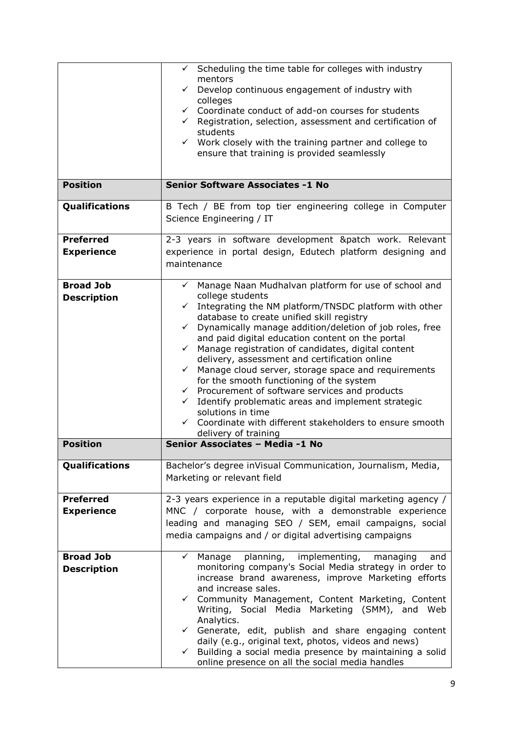| | |
|---|---|
| | ✓ Scheduling the time table for colleges with industry mentors<br>✓ Develop continuous engagement of industry with colleges<br>✓ Coordinate conduct of add-on courses for students<br>✓ Registration, selection, assessment and certification of students<br>✓ Work closely with the training partner and college to ensure that training is provided seamlessly |
| **Position** | **Senior Software Associates -1 No** |
| **Qualifications** | B Tech / BE from top tier engineering college in Computer Science Engineering / IT |
| **Preferred Experience** | 2-3 years in software development &patch work. Relevant experience in portal design, Edutech platform designing and maintenance |
| **Broad Job Description** | ✓ Manage Naan Mudhalvan platform for use of school and college students<br>✓ Integrating the NM platform/TNSDC platform with other database to create unified skill registry<br>✓ Dynamically manage addition/deletion of job roles, free and paid digital education content on the portal<br>✓ Manage registration of candidates, digital content delivery, assessment and certification online<br>✓ Manage cloud server, storage space and requirements for the smooth functioning of the system<br>✓ Procurement of software services and products<br>✓ Identify problematic areas and implement strategic solutions in time<br>✓ Coordinate with different stakeholders to ensure smooth delivery of training |
| **Position** | **Senior Associates – Media -1 No** |
| **Qualifications** | Bachelor's degree inVisual Communication, Journalism, Media, Marketing or relevant field |
| **Preferred Experience** | 2-3 years experience in a reputable digital marketing agency / MNC / corporate house, with a demonstrable experience leading and managing SEO / SEM, email campaigns, social media campaigns and / or digital advertising campaigns |
| **Broad Job Description** | ✓ Manage planning, implementing, managing and monitoring company's Social Media strategy in order to increase brand awareness, improve Marketing efforts and increase sales.<br>✓ Community Management, Content Marketing, Content Writing, Social Media Marketing (SMM), and Web Analytics.<br>✓ Generate, edit, publish and share engaging content daily (e.g., original text, photos, videos and news)<br>✓ Building a social media presence by maintaining a solid online presence on all the social media handles |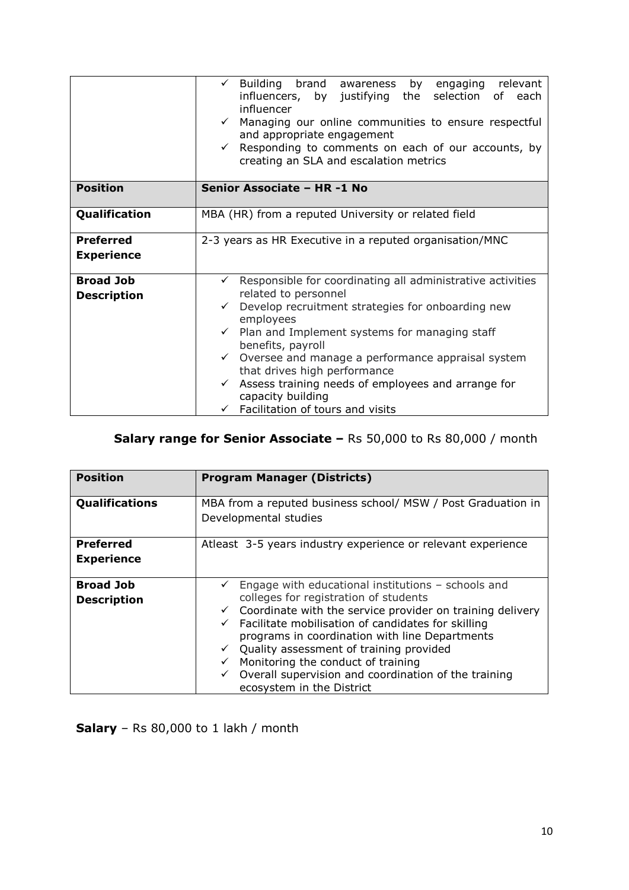| | |
|---|---|
| | ✓ Building brand awareness by engaging relevant influencers, by justifying the selection of each influencer<br>✓ Managing our online communities to ensure respectful and appropriate engagement<br>✓ Responding to comments on each of our accounts, by creating an SLA and escalation metrics |
| **Position** | **Senior Associate – HR -1 No** |
| **Qualification** | MBA (HR) from a reputed University or related field |
| **Preferred Experience** | 2-3 years as HR Executive in a reputed organisation/MNC |
| **Broad Job Description** | ✓ Responsible for coordinating all administrative activities related to personnel<br>✓ Develop recruitment strategies for onboarding new employees<br>✓ Plan and Implement systems for managing staff benefits, payroll<br>✓ Oversee and manage a performance appraisal system that drives high performance<br>✓ Assess training needs of employees and arrange for capacity building<br>✓ Facilitation of tours and visits |

**Salary range for Senior Associate –** Rs 50,000 to Rs 80,000 / month

| **Position** | **Program Manager (Districts)** |
|---|---|
| **Qualifications** | MBA from a reputed business school/ MSW / Post Graduation in Developmental studies |
| **Preferred Experience** | Atleast 3-5 years industry experience or relevant experience |
| **Broad Job Description** | ✓ Engage with educational institutions – schools and colleges for registration of students<br>✓ Coordinate with the service provider on training delivery<br>✓ Facilitate mobilisation of candidates for skilling programs in coordination with line Departments<br>✓ Quality assessment of training provided<br>✓ Monitoring the conduct of training<br>✓ Overall supervision and coordination of the training ecosystem in the District |

**Salary** – Rs 80,000 to 1 lakh / month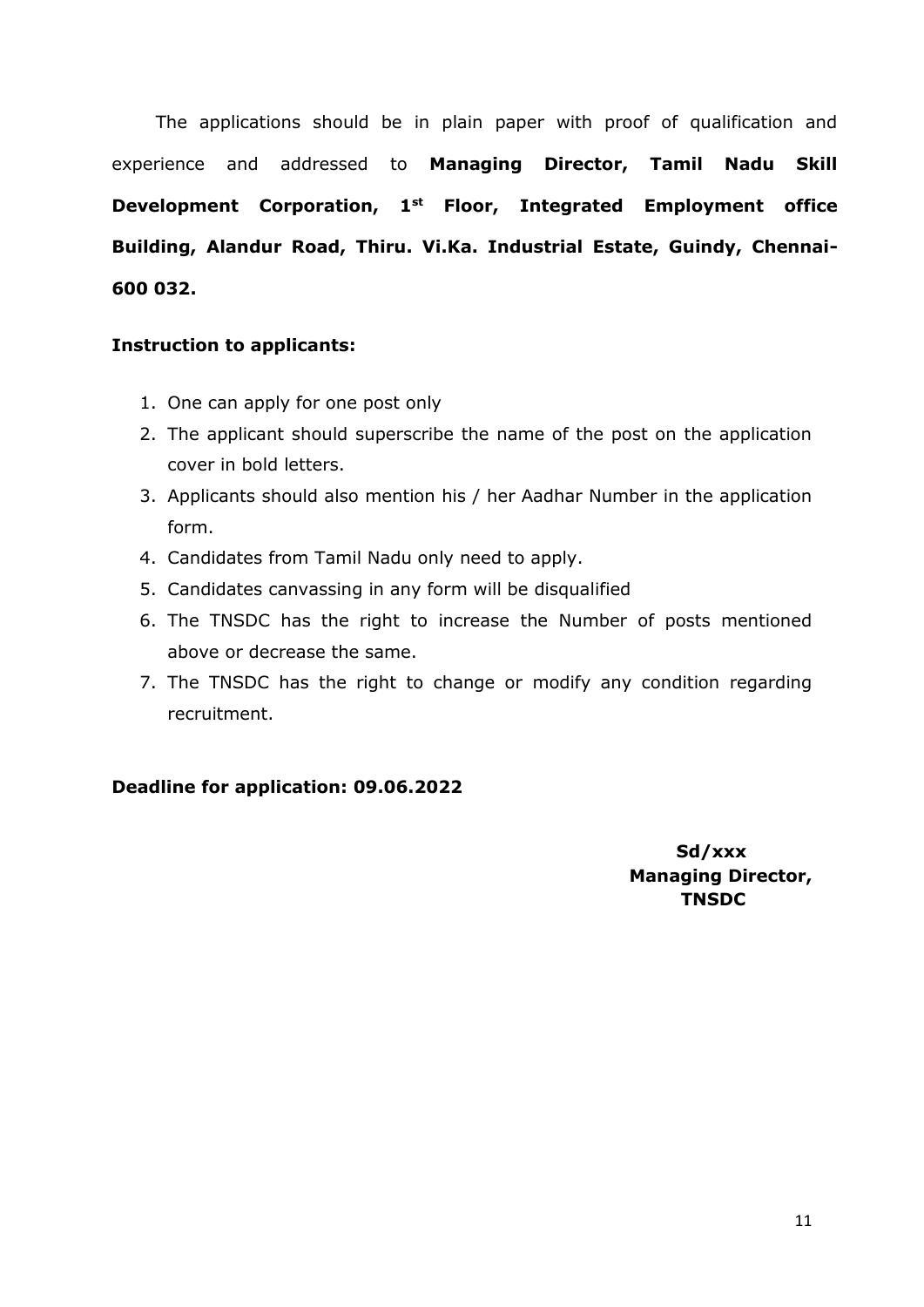The applications should be in plain paper with proof of qualification and experience and addressed to **Managing Director, Tamil Nadu Skill Development Corporation, 1st Floor, Integrated Employment office Building, Alandur Road, Thiru. Vi.Ka. Industrial Estate, Guindy, Chennai-600 032.**

**Instruction to applicants:**

1. One can apply for one post only
2. The applicant should superscribe the name of the post on the application cover in bold letters.
3. Applicants should also mention his / her Aadhar Number in the application form.
4. Candidates from Tamil Nadu only need to apply.
5. Candidates canvassing in any form will be disqualified
6. The TNSDC has the right to increase the Number of posts mentioned above or decrease the same.
7. The TNSDC has the right to change or modify any condition regarding recruitment.

**Deadline for application: 09.06.2022**

**Sd/xxx**
**Managing Director,**
**TNSDC**